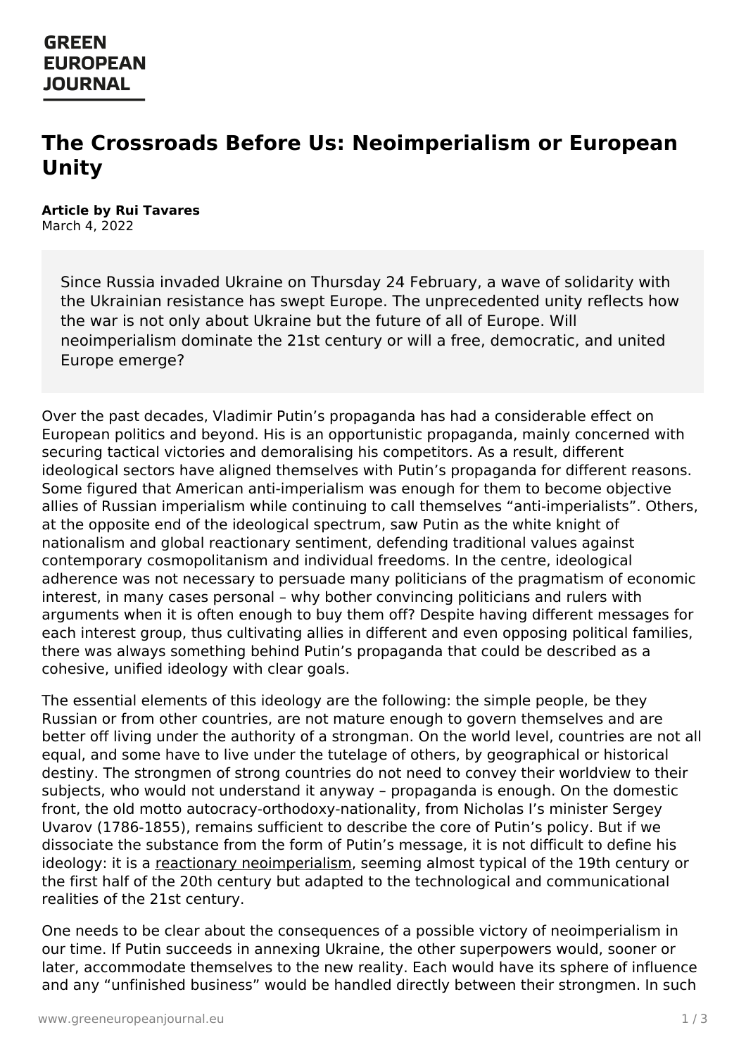# The Crossroads Before Us: Neoimperialism or European Unity

**Article by Rui Tavares**
March 4, 2022

> Since Russia invaded Ukraine on Thursday 24 February, a wave of solidarity with the Ukrainian resistance has swept Europe. The unprecedented unity reflects how the war is not only about Ukraine but the future of all of Europe. Will neoimperialism dominate the 21st century or will a free, democratic, and united Europe emerge?

Over the past decades, Vladimir Putin's propaganda has had a considerable effect on European politics and beyond. His is an opportunistic propaganda, mainly concerned with securing tactical victories and demoralising his competitors. As a result, different ideological sectors have aligned themselves with Putin's propaganda for different reasons. Some figured that American anti-imperialism was enough for them to become objective allies of Russian imperialism while continuing to call themselves "anti-imperialists". Others, at the opposite end of the ideological spectrum, saw Putin as the white knight of nationalism and global reactionary sentiment, defending traditional values against contemporary cosmopolitanism and individual freedoms. In the centre, ideological adherence was not necessary to persuade many politicians of the pragmatism of economic interest, in many cases personal – why bother convincing politicians and rulers with arguments when it is often enough to buy them off? Despite having different messages for each interest group, thus cultivating allies in different and even opposing political families, there was always something behind Putin's propaganda that could be described as a cohesive, unified ideology with clear goals.

The essential elements of this ideology are the following: the simple people, be they Russian or from other countries, are not mature enough to govern themselves and are better off living under the authority of a strongman. On the world level, countries are not all equal, and some have to live under the tutelage of others, by geographical or historical destiny. The strongmen of strong countries do not need to convey their worldview to their subjects, who would not understand it anyway – propaganda is enough. On the domestic front, the old motto autocracy-orthodoxy-nationality, from Nicholas I's minister Sergey Uvarov (1786-1855), remains sufficient to describe the core of Putin's policy. But if we dissociate the substance from the form of Putin's message, it is not difficult to define his ideology: it is a reactionary neoimperialism, seeming almost typical of the 19th century or the first half of the 20th century but adapted to the technological and communicational realities of the 21st century.

One needs to be clear about the consequences of a possible victory of neoimperialism in our time. If Putin succeeds in annexing Ukraine, the other superpowers would, sooner or later, accommodate themselves to the new reality. Each would have its sphere of influence and any "unfinished business" would be handled directly between their strongmen. In such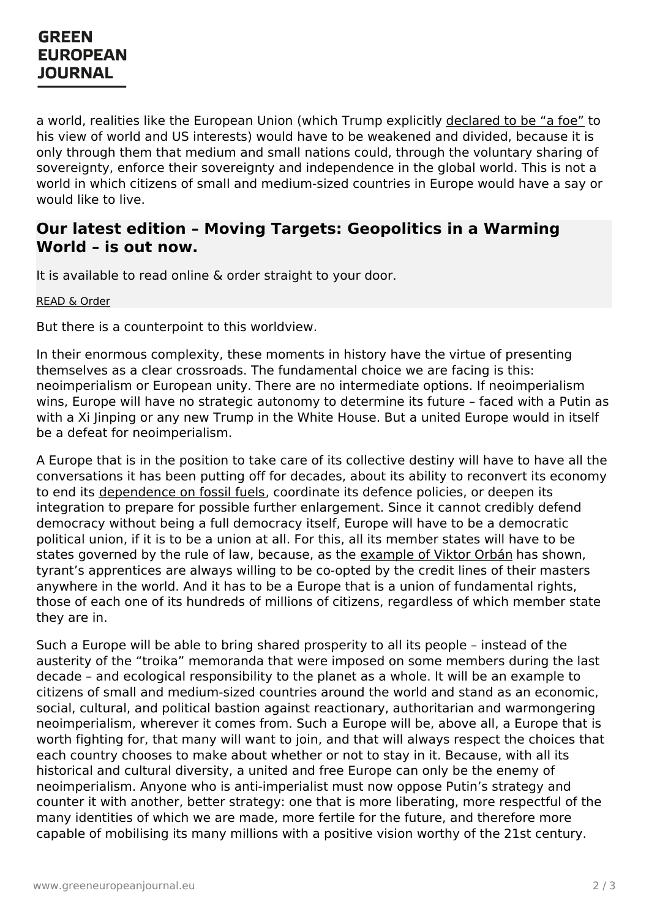a world, realities like the European Union (which Trump explicitly declared to be "a foe" to his view of world and US interests) would have to be weakened and divided, because it is only through them that medium and small nations could, through the voluntary sharing of sovereignty, enforce their sovereignty and independence in the global world. This is not a world in which citizens of small and medium-sized countries in Europe would have a say or would like to live.

## Our latest edition – Moving Targets: Geopolitics in a Warming World – is out now.

It is available to read online & order straight to your door.

READ & Order

But there is a counterpoint to this worldview.

In their enormous complexity, these moments in history have the virtue of presenting themselves as a clear crossroads. The fundamental choice we are facing is this: neoimperialism or European unity. There are no intermediate options. If neoimperialism wins, Europe will have no strategic autonomy to determine its future – faced with a Putin as with a Xi Jinping or any new Trump in the White House. But a united Europe would in itself be a defeat for neoimperialism.

A Europe that is in the position to take care of its collective destiny will have to have all the conversations it has been putting off for decades, about its ability to reconvert its economy to end its dependence on fossil fuels, coordinate its defence policies, or deepen its integration to prepare for possible further enlargement. Since it cannot credibly defend democracy without being a full democracy itself, Europe will have to be a democratic political union, if it is to be a union at all. For this, all its member states will have to be states governed by the rule of law, because, as the example of Viktor Orbán has shown, tyrant's apprentices are always willing to be co-opted by the credit lines of their masters anywhere in the world. And it has to be a Europe that is a union of fundamental rights, those of each one of its hundreds of millions of citizens, regardless of which member state they are in.

Such a Europe will be able to bring shared prosperity to all its people – instead of the austerity of the "troika" memoranda that were imposed on some members during the last decade – and ecological responsibility to the planet as a whole. It will be an example to citizens of small and medium-sized countries around the world and stand as an economic, social, cultural, and political bastion against reactionary, authoritarian and warmongering neoimperialism, wherever it comes from. Such a Europe will be, above all, a Europe that is worth fighting for, that many will want to join, and that will always respect the choices that each country chooses to make about whether or not to stay in it. Because, with all its historical and cultural diversity, a united and free Europe can only be the enemy of neoimperialism. Anyone who is anti-imperialist must now oppose Putin's strategy and counter it with another, better strategy: one that is more liberating, more respectful of the many identities of which we are made, more fertile for the future, and therefore more capable of mobilising its many millions with a positive vision worthy of the 21st century.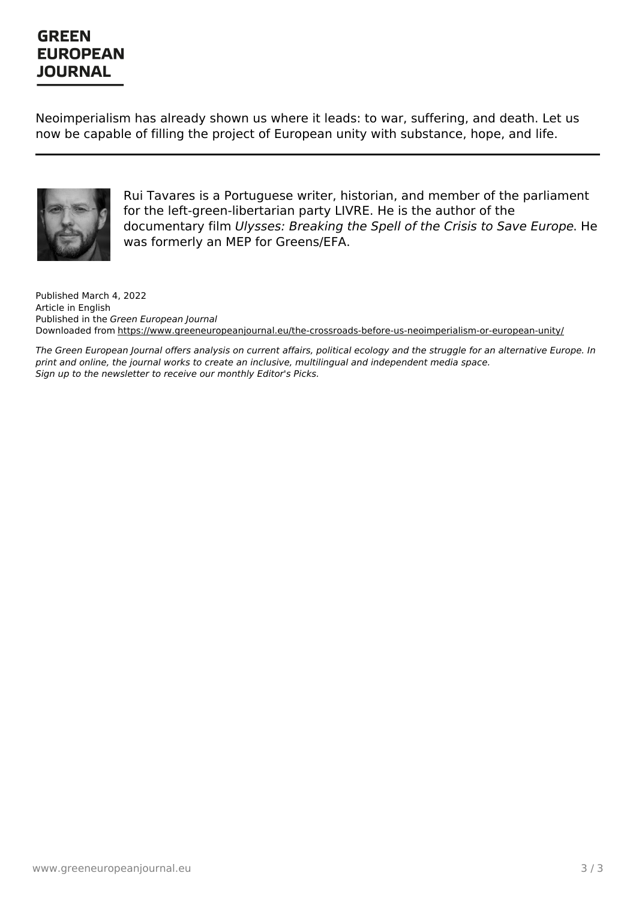Neoimperialism has already shown us where it leads: to war, suffering, and death. Let us now be capable of filling the project of European unity with substance, hope, and life.

---

Rui Tavares is a Portuguese writer, historian, and member of the parliament for the left-green-libertarian party LIVRE. He is the author of the documentary film *Ulysses: Breaking the Spell of the Crisis to Save Europe*. He was formerly an MEP for Greens/EFA.

Published March 4, 2022
Article in English
Published in the *Green European Journal*
Downloaded from https://www.greeneuropeanjournal.eu/the-crossroads-before-us-neoimperialism-or-european-unity/

*The Green European Journal offers analysis on current affairs, political ecology and the struggle for an alternative Europe. In print and online, the journal works to create an inclusive, multilingual and independent media space.*
*Sign up to the newsletter to receive our monthly Editor's Picks.*